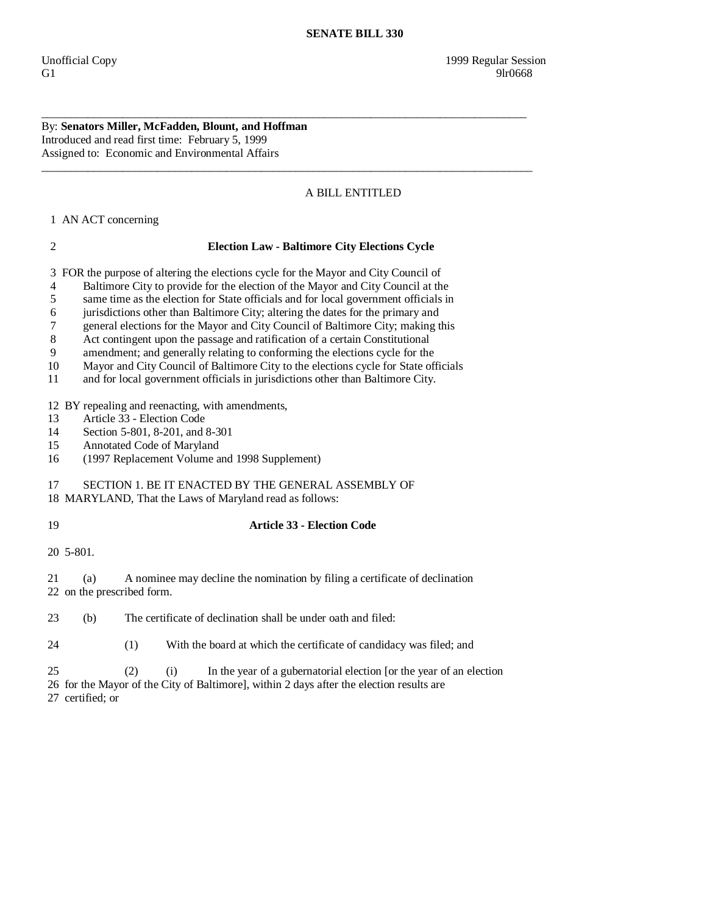**SENATE BILL 330**

Unofficial Copy 1999 Regular Session
G1 9lr0668

---

By: **Senators Miller, McFadden, Blount, and Hoffman**
Introduced and read first time: February 5, 1999
Assigned to: Economic and Environmental Affairs

---

A BILL ENTITLED

1 AN ACT concerning

2 **Election Law - Baltimore City Elections Cycle**

3 FOR the purpose of altering the elections cycle for the Mayor and City Council of
4 Baltimore City to provide for the election of the Mayor and City Council at the
5 same time as the election for State officials and for local government officials in
6 jurisdictions other than Baltimore City; altering the dates for the primary and
7 general elections for the Mayor and City Council of Baltimore City; making this
8 Act contingent upon the passage and ratification of a certain Constitutional
9 amendment; and generally relating to conforming the elections cycle for the
10 Mayor and City Council of Baltimore City to the elections cycle for State officials
11 and for local government officials in jurisdictions other than Baltimore City.

12 BY repealing and reenacting, with amendments,
13 Article 33 - Election Code
14 Section 5-801, 8-201, and 8-301
15 Annotated Code of Maryland
16 (1997 Replacement Volume and 1998 Supplement)

17 SECTION 1. BE IT ENACTED BY THE GENERAL ASSEMBLY OF
18 MARYLAND, That the Laws of Maryland read as follows:

19 **Article 33 - Election Code**

20 5-801.

21 (a) A nominee may decline the nomination by filing a certificate of declination
22 on the prescribed form.

23 (b) The certificate of declination shall be under oath and filed:

24 (1) With the board at which the certificate of candidacy was filed; and

25 (2) (i) In the year of a gubernatorial election [or the year of an election
26 for the Mayor of the City of Baltimore], within 2 days after the election results are
27 certified; or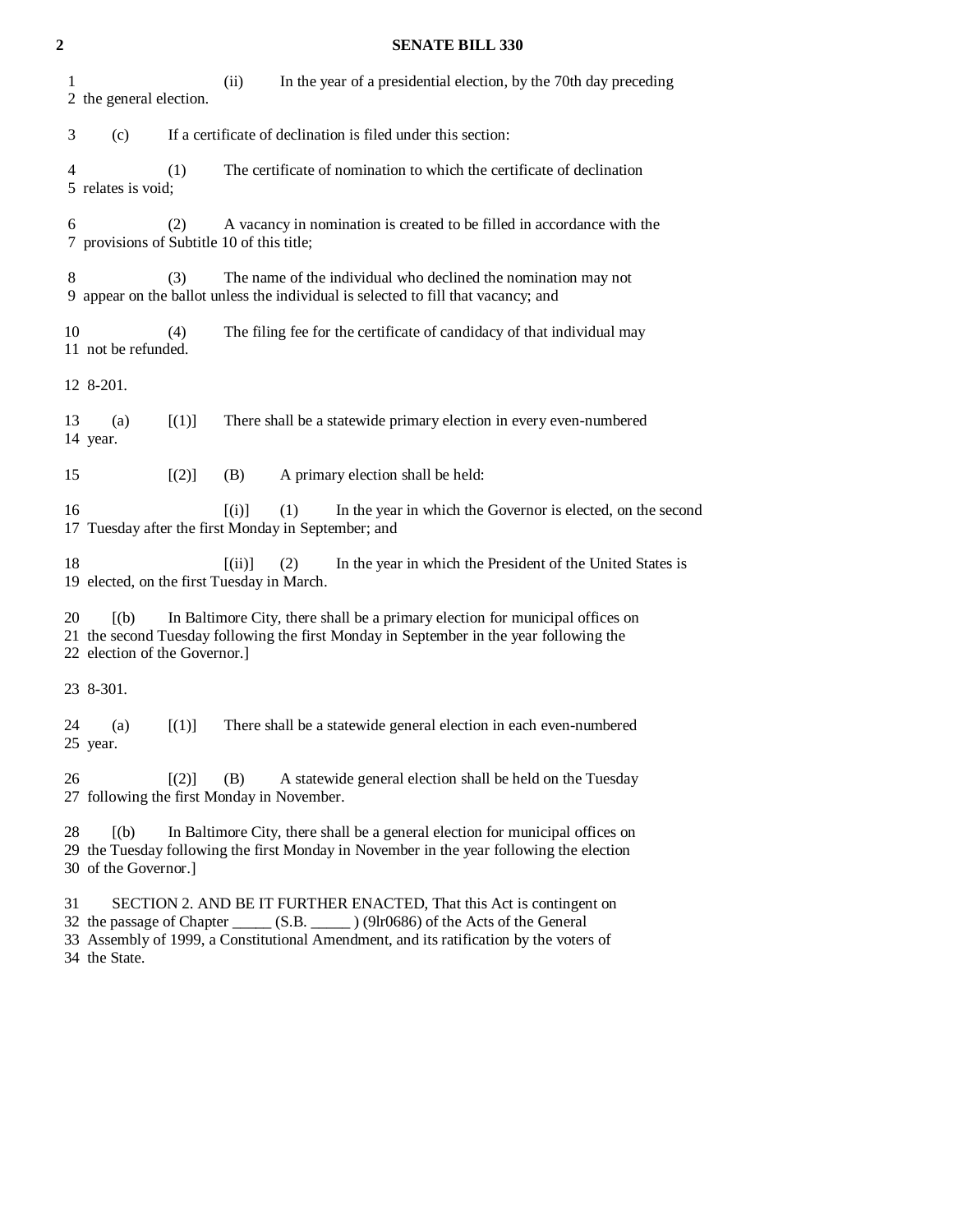(ii) In the year of a presidential election, by the 70th day preceding the general election.

(c) If a certificate of declination is filed under this section:

(1) The certificate of nomination to which the certificate of declination relates is void;

(2) A vacancy in nomination is created to be filled in accordance with the provisions of Subtitle 10 of this title;

(3) The name of the individual who declined the nomination may not appear on the ballot unless the individual is selected to fill that vacancy; and

(4) The filing fee for the certificate of candidacy of that individual may not be refunded.

8-201.

(a) [(1)] There shall be a statewide primary election in every even-numbered year.

[(2)] (B) A primary election shall be held:

[(i)] (1) In the year in which the Governor is elected, on the second Tuesday after the first Monday in September; and

[(ii)] (2) In the year in which the President of the United States is elected, on the first Tuesday in March.

[(b) In Baltimore City, there shall be a primary election for municipal offices on the second Tuesday following the first Monday in September in the year following the election of the Governor.]

8-301.

(a) [(1)] There shall be a statewide general election in each even-numbered year.

[(2)] (B) A statewide general election shall be held on the Tuesday following the first Monday in November.

[(b) In Baltimore City, there shall be a general election for municipal offices on the Tuesday following the first Monday in November in the year following the election of the Governor.]

SECTION 2. AND BE IT FURTHER ENACTED, That this Act is contingent on the passage of Chapter _____ (S.B. _____ ) (9lr0686) of the Acts of the General Assembly of 1999, a Constitutional Amendment, and its ratification by the voters of the State.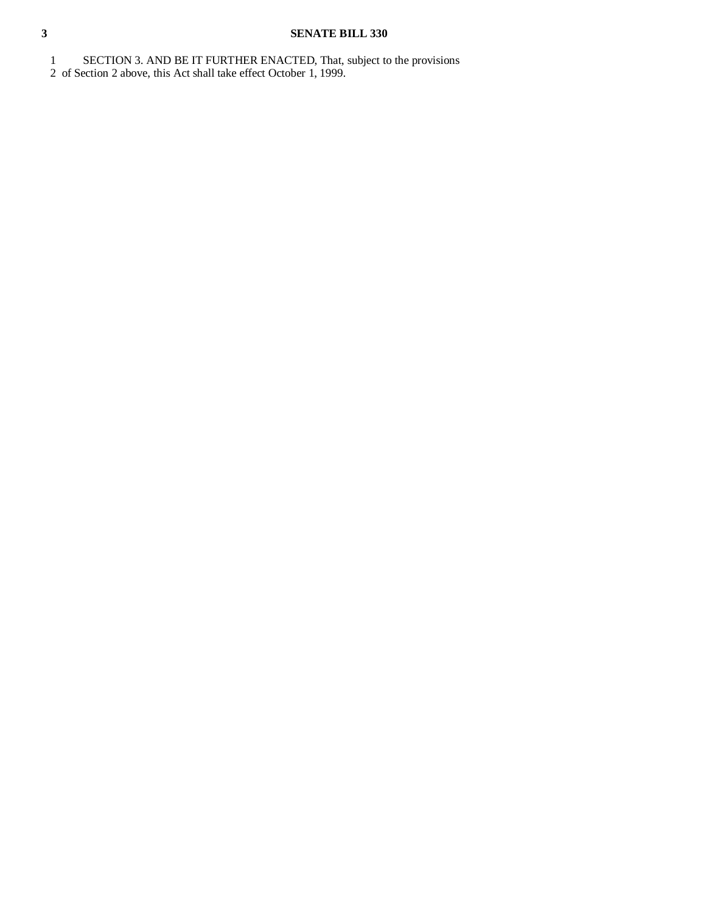SECTION 3. AND BE IT FURTHER ENACTED, That, subject to the provisions of Section 2 above, this Act shall take effect October 1, 1999.